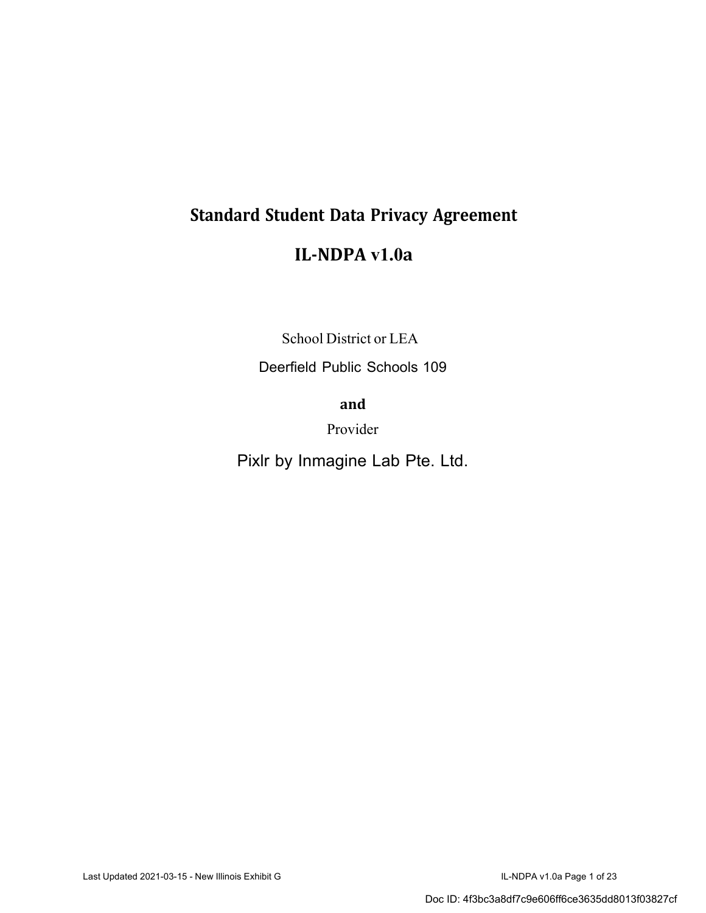# Standard Student Data Privacy Agreement

# IL-NDPA v1.0a

School District or LEA

Deerfield Public Schools 109

**and**

Provider

Pixlr by Inmagine Lab Pte. Ltd.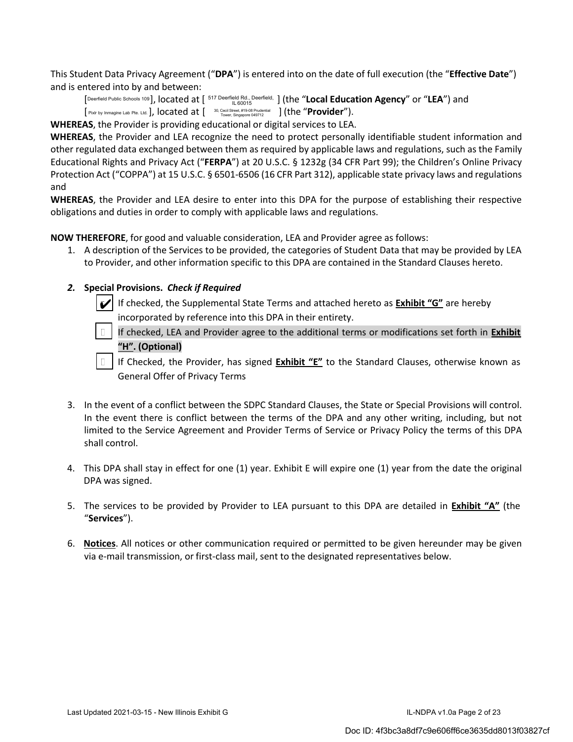This Student Data Privacy Agreement ("**DPA**") is entered into on the date of full execution (the "**Effective Date**") and is entered into by and between:

[Deerfield Public Schools 109], located at [ 517 Deerfield Rd., Deerfield, IL 60015 ] (the "**Local Education Agency**" or "**LEA**") and

[ Pixlr by Inmagine Lab Pte. Ltd. ], located at [ 30, Cecil Street, #19-08 Prudential Tower, Singapore 049712 ] (the "**Provider**").

**WHEREAS**, the Provider is providing educational or digital services to LEA.

**WHEREAS**, the Provider and LEA recognize the need to protect personally identifiable student information and other regulated data exchanged between them as required by applicable laws and regulations, such as the Family Educational Rights and Privacy Act ("**FERPA**") at 20 U.S.C. § 1232g (34 CFR Part 99); the Children's Online Privacy Protection Act ("COPPA") at 15 U.S.C. § 6501-6506 (16 CFR Part 312), applicable state privacy laws and regulations and

**WHEREAS**, the Provider and LEA desire to enter into this DPA for the purpose of establishing their respective obligations and duties in order to comply with applicable laws and regulations.

**NOW THEREFORE**, for good and valuable consideration, LEA and Provider agree as follows:

1. A description of the Services to be provided, the categories of Student Data that may be provided by LEA to Provider, and other information specific to this DPA are contained in the Standard Clauses hereto.

2. **Special Provisions.** ***Check if Required***

   - ✔ If checked, the Supplemental State Terms and attached hereto as **Exhibit "G"** are hereby incorporated by reference into this DPA in their entirety.
   - ☐ If checked, LEA and Provider agree to the additional terms or modifications set forth in **Exhibit "H". (Optional)**
   - ☐ If Checked, the Provider, has signed **Exhibit "E"** to the Standard Clauses, otherwise known as General Offer of Privacy Terms

3. In the event of a conflict between the SDPC Standard Clauses, the State or Special Provisions will control. In the event there is conflict between the terms of the DPA and any other writing, including, but not limited to the Service Agreement and Provider Terms of Service or Privacy Policy the terms of this DPA shall control.

4. This DPA shall stay in effect for one (1) year. Exhibit E will expire one (1) year from the date the original DPA was signed.

5. The services to be provided by Provider to LEA pursuant to this DPA are detailed in **Exhibit "A"** (the "**Services**").

6. **Notices**. All notices or other communication required or permitted to be given hereunder may be given via e-mail transmission, or first-class mail, sent to the designated representatives below.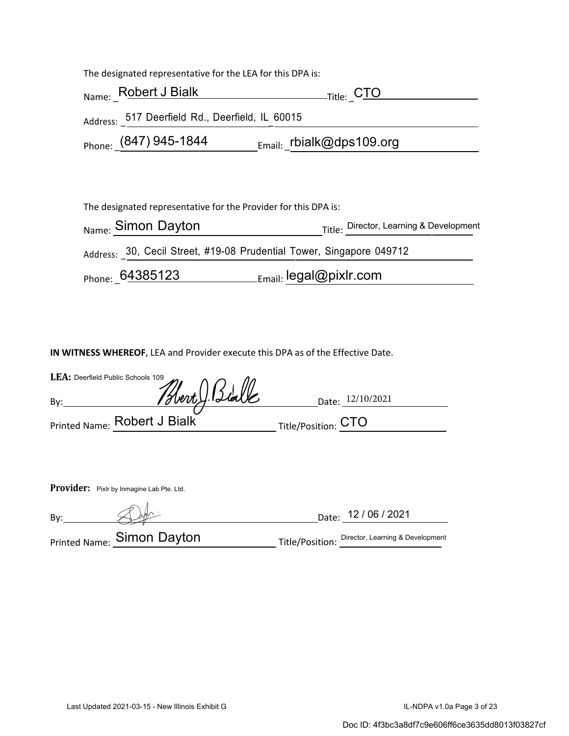The designated representative for the LEA for this DPA is:

Name: Robert J Bialk Title: CTO

Address: 517 Deerfield Rd., Deerfield, IL 60015

Phone: (847) 945-1844 Email: rbialk@dps109.org

The designated representative for the Provider for this DPA is:

Name: Simon Dayton Title: Director, Learning & Development

Address: 30, Cecil Street, #19-08 Prudential Tower, Singapore 049712

Phone: 64385123 Email: legal@pixlr.com

**IN WITNESS WHEREOF**, LEA and Provider execute this DPA as of the Effective Date.

**LEA:** Deerfield Public Schools 109

By: [signature] Date: 12/10/2021

Printed Name: Robert J Bialk Title/Position: CTO

**Provider:** Pixlr by Inmagine Lab Pte. Ltd.

By: [signature] Date: 12 / 06 / 2021

Printed Name: Simon Dayton Title/Position: Director, Learning & Development

Last Updated 2021-03-15 - New Illinois Exhibit G

Doc ID: 4f3bc3a8df7c9e606ff6ce3635dd8013f03827cf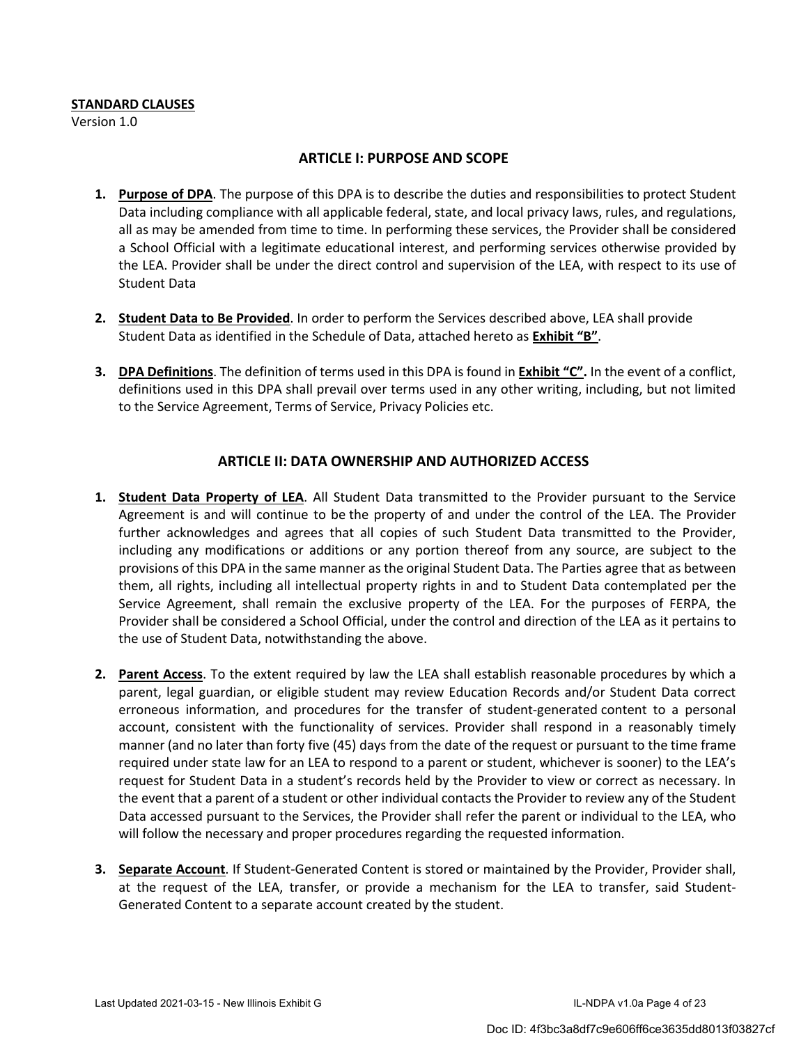**STANDARD CLAUSES**

Version 1.0

## ARTICLE I: PURPOSE AND SCOPE

1. **Purpose of DPA**. The purpose of this DPA is to describe the duties and responsibilities to protect Student Data including compliance with all applicable federal, state, and local privacy laws, rules, and regulations, all as may be amended from time to time. In performing these services, the Provider shall be considered a School Official with a legitimate educational interest, and performing services otherwise provided by the LEA. Provider shall be under the direct control and supervision of the LEA, with respect to its use of Student Data

2. **Student Data to Be Provided**. In order to perform the Services described above, LEA shall provide Student Data as identified in the Schedule of Data, attached hereto as **Exhibit "B"**.

3. **DPA Definitions**. The definition of terms used in this DPA is found in **Exhibit "C".** In the event of a conflict, definitions used in this DPA shall prevail over terms used in any other writing, including, but not limited to the Service Agreement, Terms of Service, Privacy Policies etc.

## ARTICLE II: DATA OWNERSHIP AND AUTHORIZED ACCESS

1. **Student Data Property of LEA**. All Student Data transmitted to the Provider pursuant to the Service Agreement is and will continue to be the property of and under the control of the LEA. The Provider further acknowledges and agrees that all copies of such Student Data transmitted to the Provider, including any modifications or additions or any portion thereof from any source, are subject to the provisions of this DPA in the same manner as the original Student Data. The Parties agree that as between them, all rights, including all intellectual property rights in and to Student Data contemplated per the Service Agreement, shall remain the exclusive property of the LEA. For the purposes of FERPA, the Provider shall be considered a School Official, under the control and direction of the LEA as it pertains to the use of Student Data, notwithstanding the above.

2. **Parent Access**. To the extent required by law the LEA shall establish reasonable procedures by which a parent, legal guardian, or eligible student may review Education Records and/or Student Data correct erroneous information, and procedures for the transfer of student-generated content to a personal account, consistent with the functionality of services. Provider shall respond in a reasonably timely manner (and no later than forty five (45) days from the date of the request or pursuant to the time frame required under state law for an LEA to respond to a parent or student, whichever is sooner) to the LEA's request for Student Data in a student's records held by the Provider to view or correct as necessary. In the event that a parent of a student or other individual contacts the Provider to review any of the Student Data accessed pursuant to the Services, the Provider shall refer the parent or individual to the LEA, who will follow the necessary and proper procedures regarding the requested information.

3. **Separate Account**. If Student-Generated Content is stored or maintained by the Provider, Provider shall, at the request of the LEA, transfer, or provide a mechanism for the LEA to transfer, said Student-Generated Content to a separate account created by the student.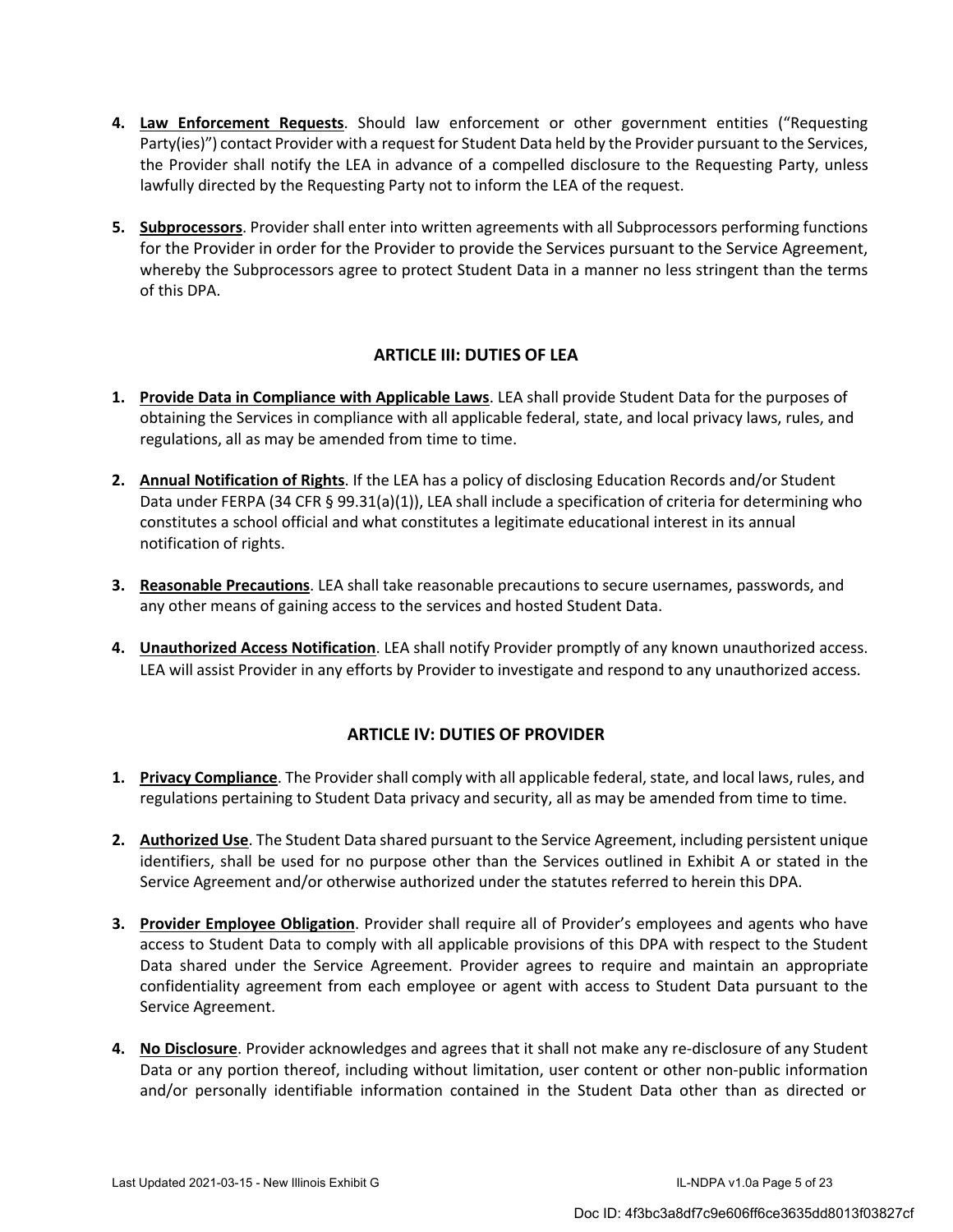4. **Law Enforcement Requests**. Should law enforcement or other government entities ("Requesting Party(ies)") contact Provider with a request for Student Data held by the Provider pursuant to the Services, the Provider shall notify the LEA in advance of a compelled disclosure to the Requesting Party, unless lawfully directed by the Requesting Party not to inform the LEA of the request.

5. **Subprocessors**. Provider shall enter into written agreements with all Subprocessors performing functions for the Provider in order for the Provider to provide the Services pursuant to the Service Agreement, whereby the Subprocessors agree to protect Student Data in a manner no less stringent than the terms of this DPA.

## ARTICLE III: DUTIES OF LEA

1. **Provide Data in Compliance with Applicable Laws**. LEA shall provide Student Data for the purposes of obtaining the Services in compliance with all applicable federal, state, and local privacy laws, rules, and regulations, all as may be amended from time to time.

2. **Annual Notification of Rights**. If the LEA has a policy of disclosing Education Records and/or Student Data under FERPA (34 CFR § 99.31(a)(1)), LEA shall include a specification of criteria for determining who constitutes a school official and what constitutes a legitimate educational interest in its annual notification of rights.

3. **Reasonable Precautions**. LEA shall take reasonable precautions to secure usernames, passwords, and any other means of gaining access to the services and hosted Student Data.

4. **Unauthorized Access Notification**. LEA shall notify Provider promptly of any known unauthorized access. LEA will assist Provider in any efforts by Provider to investigate and respond to any unauthorized access.

## ARTICLE IV: DUTIES OF PROVIDER

1. **Privacy Compliance**. The Provider shall comply with all applicable federal, state, and local laws, rules, and regulations pertaining to Student Data privacy and security, all as may be amended from time to time.

2. **Authorized Use**. The Student Data shared pursuant to the Service Agreement, including persistent unique identifiers, shall be used for no purpose other than the Services outlined in Exhibit A or stated in the Service Agreement and/or otherwise authorized under the statutes referred to herein this DPA.

3. **Provider Employee Obligation**. Provider shall require all of Provider's employees and agents who have access to Student Data to comply with all applicable provisions of this DPA with respect to the Student Data shared under the Service Agreement. Provider agrees to require and maintain an appropriate confidentiality agreement from each employee or agent with access to Student Data pursuant to the Service Agreement.

4. **No Disclosure**. Provider acknowledges and agrees that it shall not make any re-disclosure of any Student Data or any portion thereof, including without limitation, user content or other non-public information and/or personally identifiable information contained in the Student Data other than as directed or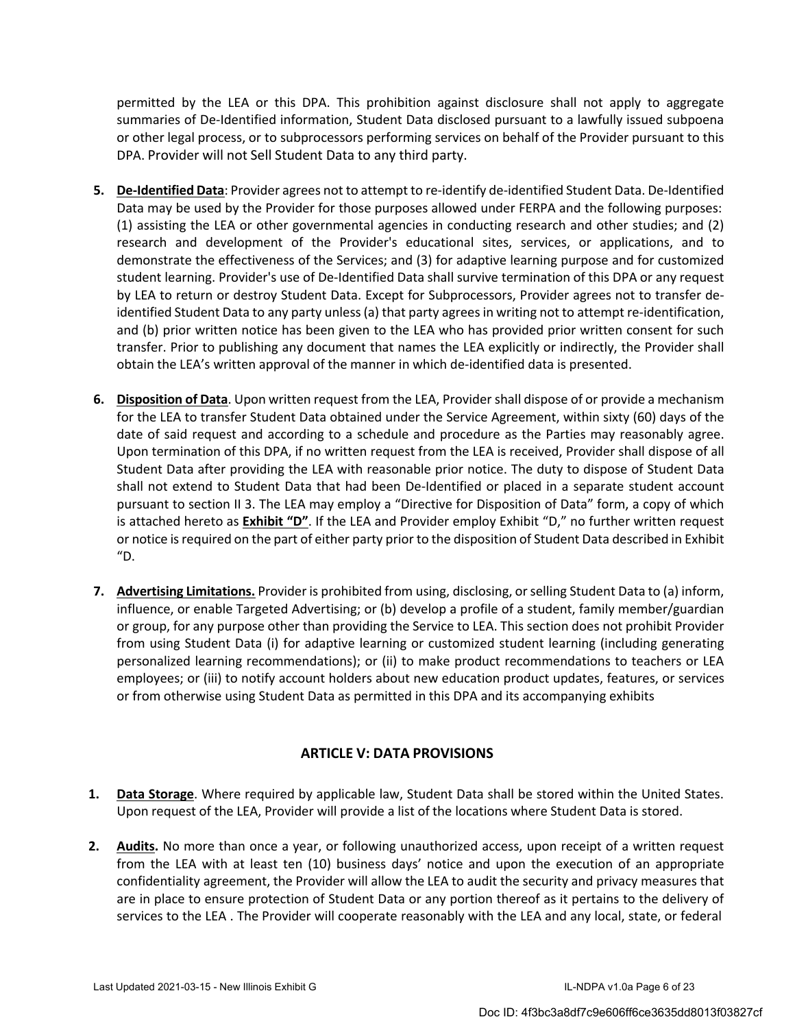permitted by the LEA or this DPA. This prohibition against disclosure shall not apply to aggregate summaries of De-Identified information, Student Data disclosed pursuant to a lawfully issued subpoena or other legal process, or to subprocessors performing services on behalf of the Provider pursuant to this DPA. Provider will not Sell Student Data to any third party.

5. **De-Identified Data**: Provider agrees not to attempt to re-identify de-identified Student Data. De-Identified Data may be used by the Provider for those purposes allowed under FERPA and the following purposes: (1) assisting the LEA or other governmental agencies in conducting research and other studies; and (2) research and development of the Provider's educational sites, services, or applications, and to demonstrate the effectiveness of the Services; and (3) for adaptive learning purpose and for customized student learning. Provider's use of De-Identified Data shall survive termination of this DPA or any request by LEA to return or destroy Student Data. Except for Subprocessors, Provider agrees not to transfer de-identified Student Data to any party unless (a) that party agrees in writing not to attempt re-identification, and (b) prior written notice has been given to the LEA who has provided prior written consent for such transfer. Prior to publishing any document that names the LEA explicitly or indirectly, the Provider shall obtain the LEA's written approval of the manner in which de-identified data is presented.

6. **Disposition of Data**. Upon written request from the LEA, Provider shall dispose of or provide a mechanism for the LEA to transfer Student Data obtained under the Service Agreement, within sixty (60) days of the date of said request and according to a schedule and procedure as the Parties may reasonably agree. Upon termination of this DPA, if no written request from the LEA is received, Provider shall dispose of all Student Data after providing the LEA with reasonable prior notice. The duty to dispose of Student Data shall not extend to Student Data that had been De-Identified or placed in a separate student account pursuant to section II 3. The LEA may employ a "Directive for Disposition of Data" form, a copy of which is attached hereto as **Exhibit "D"**. If the LEA and Provider employ Exhibit "D," no further written request or notice is required on the part of either party prior to the disposition of Student Data described in Exhibit "D.

7. **Advertising Limitations.** Provider is prohibited from using, disclosing, or selling Student Data to (a) inform, influence, or enable Targeted Advertising; or (b) develop a profile of a student, family member/guardian or group, for any purpose other than providing the Service to LEA. This section does not prohibit Provider from using Student Data (i) for adaptive learning or customized student learning (including generating personalized learning recommendations); or (ii) to make product recommendations to teachers or LEA employees; or (iii) to notify account holders about new education product updates, features, or services or from otherwise using Student Data as permitted in this DPA and its accompanying exhibits

## ARTICLE V: DATA PROVISIONS

1. **Data Storage**. Where required by applicable law, Student Data shall be stored within the United States. Upon request of the LEA, Provider will provide a list of the locations where Student Data is stored.

2. **Audits.** No more than once a year, or following unauthorized access, upon receipt of a written request from the LEA with at least ten (10) business days' notice and upon the execution of an appropriate confidentiality agreement, the Provider will allow the LEA to audit the security and privacy measures that are in place to ensure protection of Student Data or any portion thereof as it pertains to the delivery of services to the LEA . The Provider will cooperate reasonably with the LEA and any local, state, or federal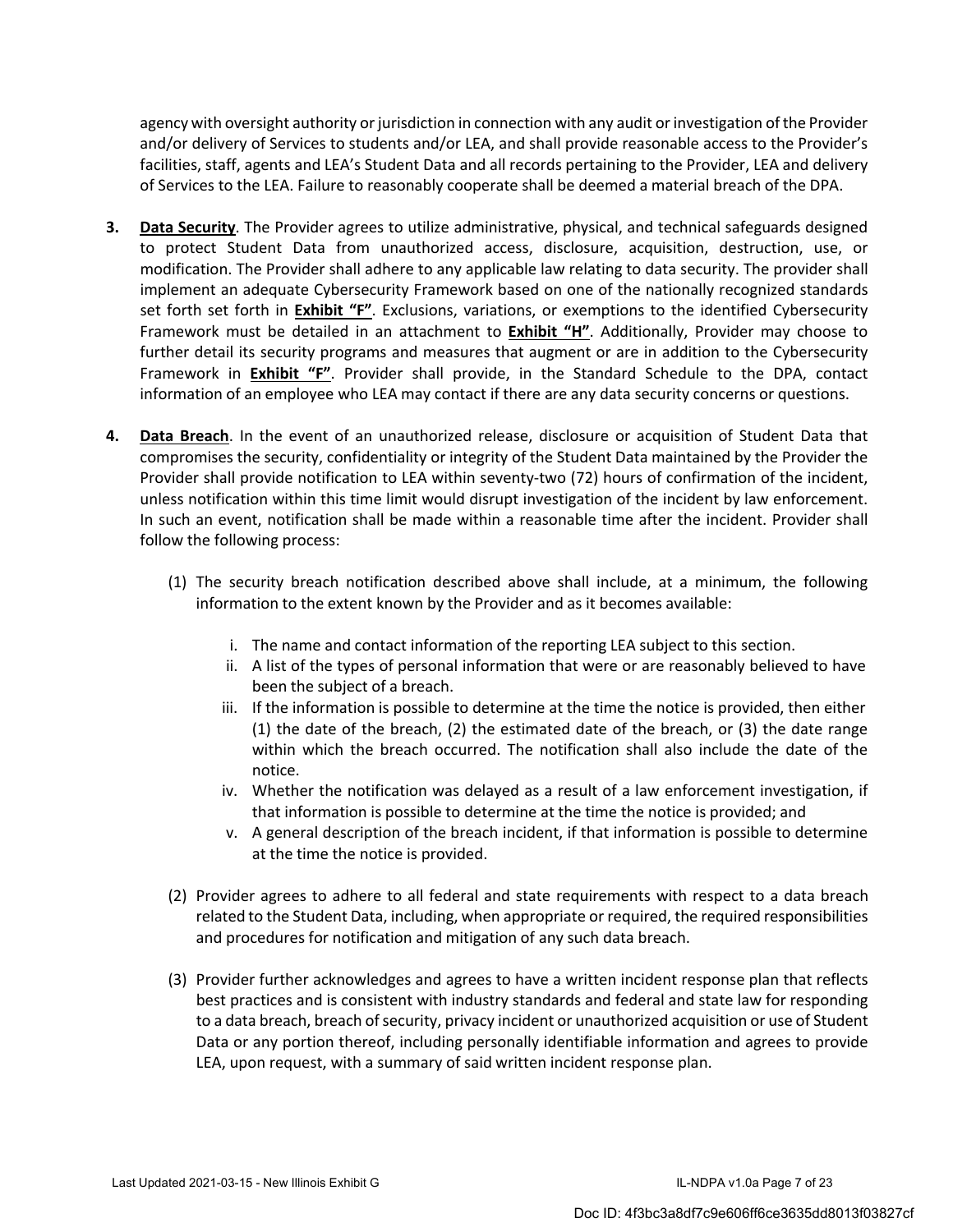agency with oversight authority or jurisdiction in connection with any audit or investigation of the Provider and/or delivery of Services to students and/or LEA, and shall provide reasonable access to the Provider's facilities, staff, agents and LEA's Student Data and all records pertaining to the Provider, LEA and delivery of Services to the LEA. Failure to reasonably cooperate shall be deemed a material breach of the DPA.

3. **Data Security**. The Provider agrees to utilize administrative, physical, and technical safeguards designed to protect Student Data from unauthorized access, disclosure, acquisition, destruction, use, or modification. The Provider shall adhere to any applicable law relating to data security. The provider shall implement an adequate Cybersecurity Framework based on one of the nationally recognized standards set forth set forth in **Exhibit "F"**. Exclusions, variations, or exemptions to the identified Cybersecurity Framework must be detailed in an attachment to **Exhibit "H"**. Additionally, Provider may choose to further detail its security programs and measures that augment or are in addition to the Cybersecurity Framework in **Exhibit "F"**. Provider shall provide, in the Standard Schedule to the DPA, contact information of an employee who LEA may contact if there are any data security concerns or questions.

4. **Data Breach**. In the event of an unauthorized release, disclosure or acquisition of Student Data that compromises the security, confidentiality or integrity of the Student Data maintained by the Provider the Provider shall provide notification to LEA within seventy-two (72) hours of confirmation of the incident, unless notification within this time limit would disrupt investigation of the incident by law enforcement. In such an event, notification shall be made within a reasonable time after the incident. Provider shall follow the following process:

   (1) The security breach notification described above shall include, at a minimum, the following information to the extent known by the Provider and as it becomes available:

      i. The name and contact information of the reporting LEA subject to this section.
      ii. A list of the types of personal information that were or are reasonably believed to have been the subject of a breach.
      iii. If the information is possible to determine at the time the notice is provided, then either (1) the date of the breach, (2) the estimated date of the breach, or (3) the date range within which the breach occurred. The notification shall also include the date of the notice.
      iv. Whether the notification was delayed as a result of a law enforcement investigation, if that information is possible to determine at the time the notice is provided; and
      v. A general description of the breach incident, if that information is possible to determine at the time the notice is provided.

   (2) Provider agrees to adhere to all federal and state requirements with respect to a data breach related to the Student Data, including, when appropriate or required, the required responsibilities and procedures for notification and mitigation of any such data breach.

   (3) Provider further acknowledges and agrees to have a written incident response plan that reflects best practices and is consistent with industry standards and federal and state law for responding to a data breach, breach of security, privacy incident or unauthorized acquisition or use of Student Data or any portion thereof, including personally identifiable information and agrees to provide LEA, upon request, with a summary of said written incident response plan.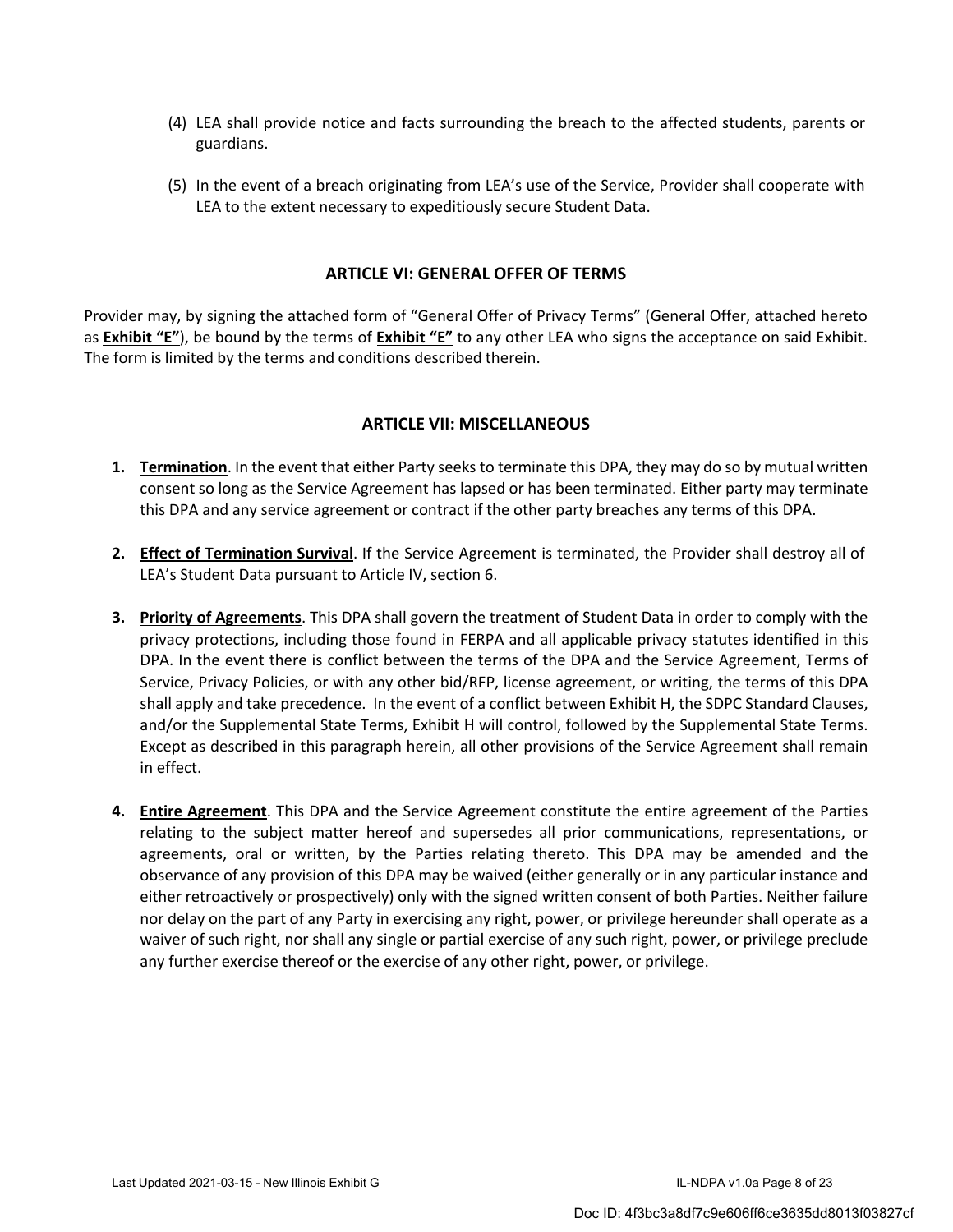(4) LEA shall provide notice and facts surrounding the breach to the affected students, parents or guardians.

(5) In the event of a breach originating from LEA's use of the Service, Provider shall cooperate with LEA to the extent necessary to expeditiously secure Student Data.

## ARTICLE VI: GENERAL OFFER OF TERMS

Provider may, by signing the attached form of "General Offer of Privacy Terms" (General Offer, attached hereto as **Exhibit "E"**), be bound by the terms of **Exhibit "E"** to any other LEA who signs the acceptance on said Exhibit. The form is limited by the terms and conditions described therein.

## ARTICLE VII: MISCELLANEOUS

1. **Termination**. In the event that either Party seeks to terminate this DPA, they may do so by mutual written consent so long as the Service Agreement has lapsed or has been terminated. Either party may terminate this DPA and any service agreement or contract if the other party breaches any terms of this DPA.

2. **Effect of Termination Survival**. If the Service Agreement is terminated, the Provider shall destroy all of LEA's Student Data pursuant to Article IV, section 6.

3. **Priority of Agreements**. This DPA shall govern the treatment of Student Data in order to comply with the privacy protections, including those found in FERPA and all applicable privacy statutes identified in this DPA. In the event there is conflict between the terms of the DPA and the Service Agreement, Terms of Service, Privacy Policies, or with any other bid/RFP, license agreement, or writing, the terms of this DPA shall apply and take precedence. In the event of a conflict between Exhibit H, the SDPC Standard Clauses, and/or the Supplemental State Terms, Exhibit H will control, followed by the Supplemental State Terms. Except as described in this paragraph herein, all other provisions of the Service Agreement shall remain in effect.

4. **Entire Agreement**. This DPA and the Service Agreement constitute the entire agreement of the Parties relating to the subject matter hereof and supersedes all prior communications, representations, or agreements, oral or written, by the Parties relating thereto. This DPA may be amended and the observance of any provision of this DPA may be waived (either generally or in any particular instance and either retroactively or prospectively) only with the signed written consent of both Parties. Neither failure nor delay on the part of any Party in exercising any right, power, or privilege hereunder shall operate as a waiver of such right, nor shall any single or partial exercise of any such right, power, or privilege preclude any further exercise thereof or the exercise of any other right, power, or privilege.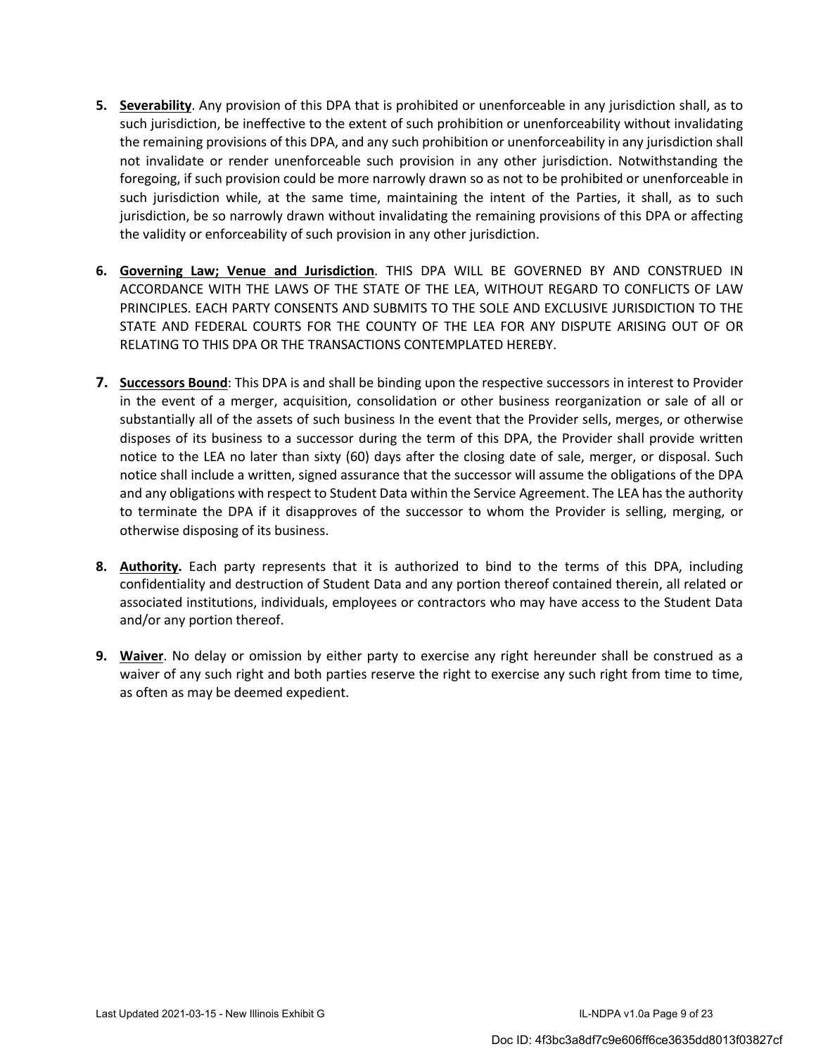5. **Severability**. Any provision of this DPA that is prohibited or unenforceable in any jurisdiction shall, as to such jurisdiction, be ineffective to the extent of such prohibition or unenforceability without invalidating the remaining provisions of this DPA, and any such prohibition or unenforceability in any jurisdiction shall not invalidate or render unenforceable such provision in any other jurisdiction. Notwithstanding the foregoing, if such provision could be more narrowly drawn so as not to be prohibited or unenforceable in such jurisdiction while, at the same time, maintaining the intent of the Parties, it shall, as to such jurisdiction, be so narrowly drawn without invalidating the remaining provisions of this DPA or affecting the validity or enforceability of such provision in any other jurisdiction.

6. **Governing Law; Venue and Jurisdiction**. THIS DPA WILL BE GOVERNED BY AND CONSTRUED IN ACCORDANCE WITH THE LAWS OF THE STATE OF THE LEA, WITHOUT REGARD TO CONFLICTS OF LAW PRINCIPLES. EACH PARTY CONSENTS AND SUBMITS TO THE SOLE AND EXCLUSIVE JURISDICTION TO THE STATE AND FEDERAL COURTS FOR THE COUNTY OF THE LEA FOR ANY DISPUTE ARISING OUT OF OR RELATING TO THIS DPA OR THE TRANSACTIONS CONTEMPLATED HEREBY.

7. **Successors Bound**: This DPA is and shall be binding upon the respective successors in interest to Provider in the event of a merger, acquisition, consolidation or other business reorganization or sale of all or substantially all of the assets of such business In the event that the Provider sells, merges, or otherwise disposes of its business to a successor during the term of this DPA, the Provider shall provide written notice to the LEA no later than sixty (60) days after the closing date of sale, merger, or disposal. Such notice shall include a written, signed assurance that the successor will assume the obligations of the DPA and any obligations with respect to Student Data within the Service Agreement. The LEA has the authority to terminate the DPA if it disapproves of the successor to whom the Provider is selling, merging, or otherwise disposing of its business.

8. **Authority.** Each party represents that it is authorized to bind to the terms of this DPA, including confidentiality and destruction of Student Data and any portion thereof contained therein, all related or associated institutions, individuals, employees or contractors who may have access to the Student Data and/or any portion thereof.

9. **Waiver**. No delay or omission by either party to exercise any right hereunder shall be construed as a waiver of any such right and both parties reserve the right to exercise any such right from time to time, as often as may be deemed expedient.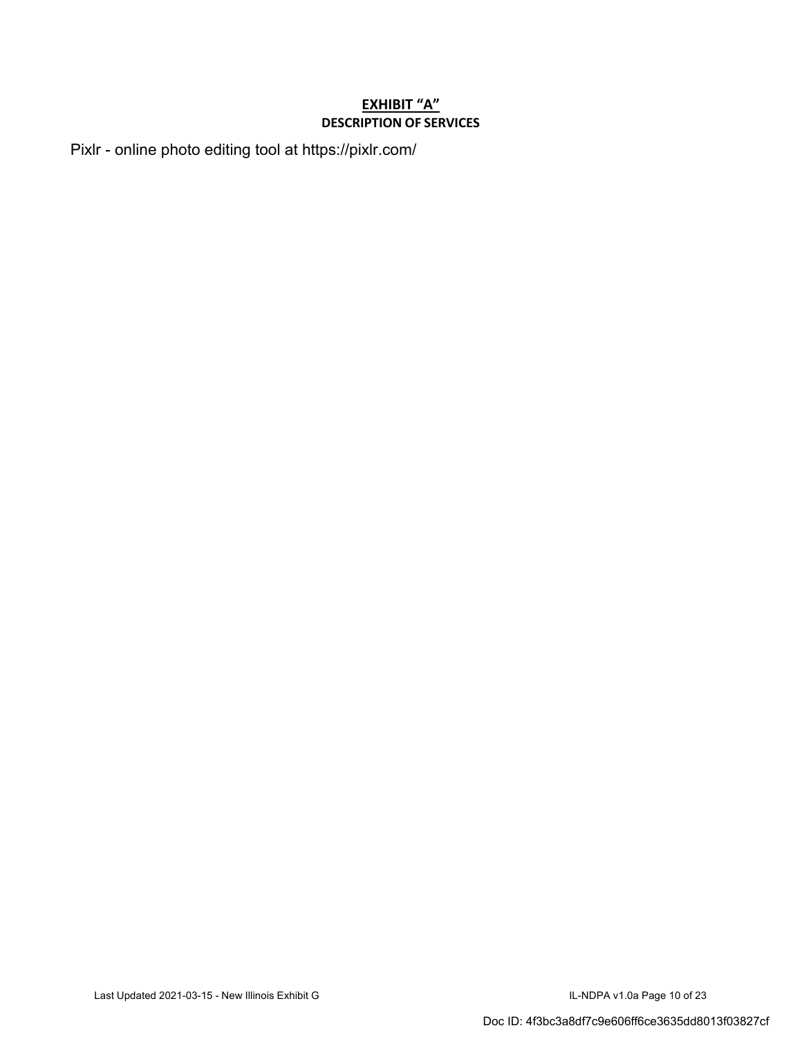## EXHIBIT "A"

### DESCRIPTION OF SERVICES

Pixlr - online photo editing tool at https://pixlr.com/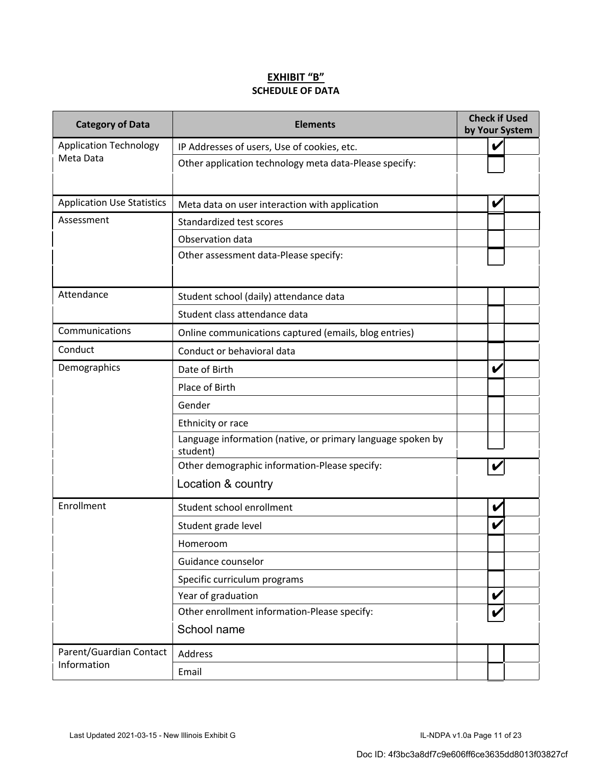**EXHIBIT "B"**
**SCHEDULE OF DATA**

| Category of Data | Elements | Check if Used by Your System |
|---|---|---|
| Application Technology Meta Data | IP Addresses of users, Use of cookies, etc. | ✔ |
| | Other application technology meta data-Please specify: | |
| | | |
| Application Use Statistics | Meta data on user interaction with application | ✔ |
| Assessment | Standardized test scores | |
| | Observation data | |
| | Other assessment data-Please specify: | |
| | | |
| Attendance | Student school (daily) attendance data | |
| | Student class attendance data | |
| Communications | Online communications captured (emails, blog entries) | |
| Conduct | Conduct or behavioral data | |
| Demographics | Date of Birth | ✔ |
| | Place of Birth | |
| | Gender | |
| | Ethnicity or race | |
| | Language information (native, or primary language spoken by student) | |
| | Other demographic information-Please specify: | ✔ |
| | Location & country | |
| Enrollment | Student school enrollment | ✔ |
| | Student grade level | ✔ |
| | Homeroom | |
| | Guidance counselor | |
| | Specific curriculum programs | |
| | Year of graduation | ✔ |
| | Other enrollment information-Please specify: | ✔ |
| | School name | |
| Parent/Guardian Contact Information | Address | |
| | Email | |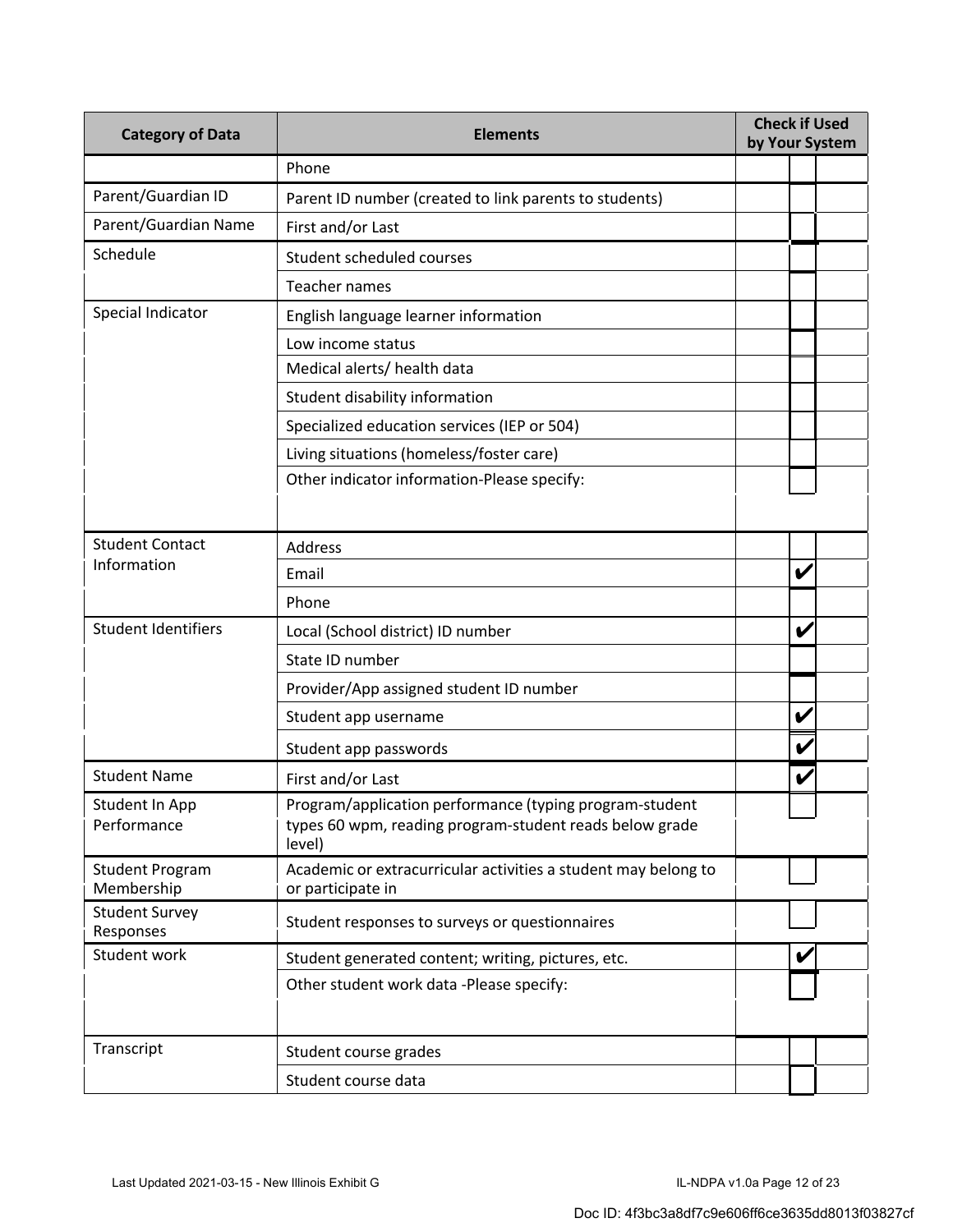| Category of Data | Elements | Check if Used by Your System |
|---|---|---|
| | Phone | |
| Parent/Guardian ID | Parent ID number (created to link parents to students) | |
| Parent/Guardian Name | First and/or Last | |
| Schedule | Student scheduled courses | |
| | Teacher names | |
| Special Indicator | English language learner information | |
| | Low income status | |
| | Medical alerts/ health data | |
| | Student disability information | |
| | Specialized education services (IEP or 504) | |
| | Living situations (homeless/foster care) | |
| | Other indicator information-Please specify: | |
| | | |
| Student Contact Information | Address | |
| | Email | ✔ |
| | Phone | |
| Student Identifiers | Local (School district) ID number | ✔ |
| | State ID number | |
| | Provider/App assigned student ID number | |
| | Student app username | ✔ |
| | Student app passwords | ✔ |
| Student Name | First and/or Last | ✔ |
| Student In App Performance | Program/application performance (typing program-student types 60 wpm, reading program-student reads below grade level) | |
| Student Program Membership | Academic or extracurricular activities a student may belong to or participate in | |
| Student Survey Responses | Student responses to surveys or questionnaires | |
| Student work | Student generated content; writing, pictures, etc. | ✔ |
| | Other student work data -Please specify: | |
| | | |
| Transcript | Student course grades | |
| | Student course data | |

Last Updated 2021-03-15 - New Illinois Exhibit G

Doc ID: 4f3bc3a8df7c9e606ff6ce3635dd8013f03827cf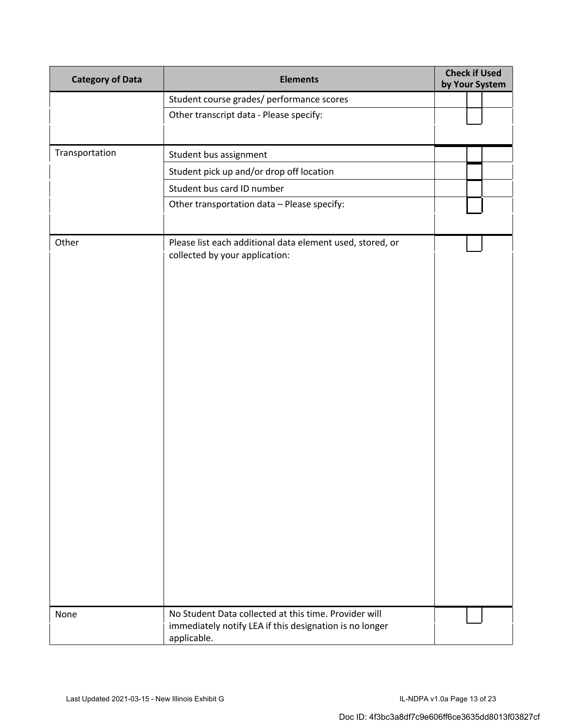| Category of Data | Elements | Check if Used by Your System |
|---|---|---|
| | Student course grades/ performance scores | |
| | Other transcript data - Please specify: | |
| | | |
| Transportation | Student bus assignment | |
| | Student pick up and/or drop off location | |
| | Student bus card ID number | |
| | Other transportation data – Please specify: | |
| | | |
| Other | Please list each additional data element used, stored, or collected by your application: | |
| None | No Student Data collected at this time. Provider will immediately notify LEA if this designation is no longer applicable. | |

Last Updated 2021-03-15 - New Illinois Exhibit G

Doc ID: 4f3bc3a8df7c9e606ff6ce3635dd8013f03827cf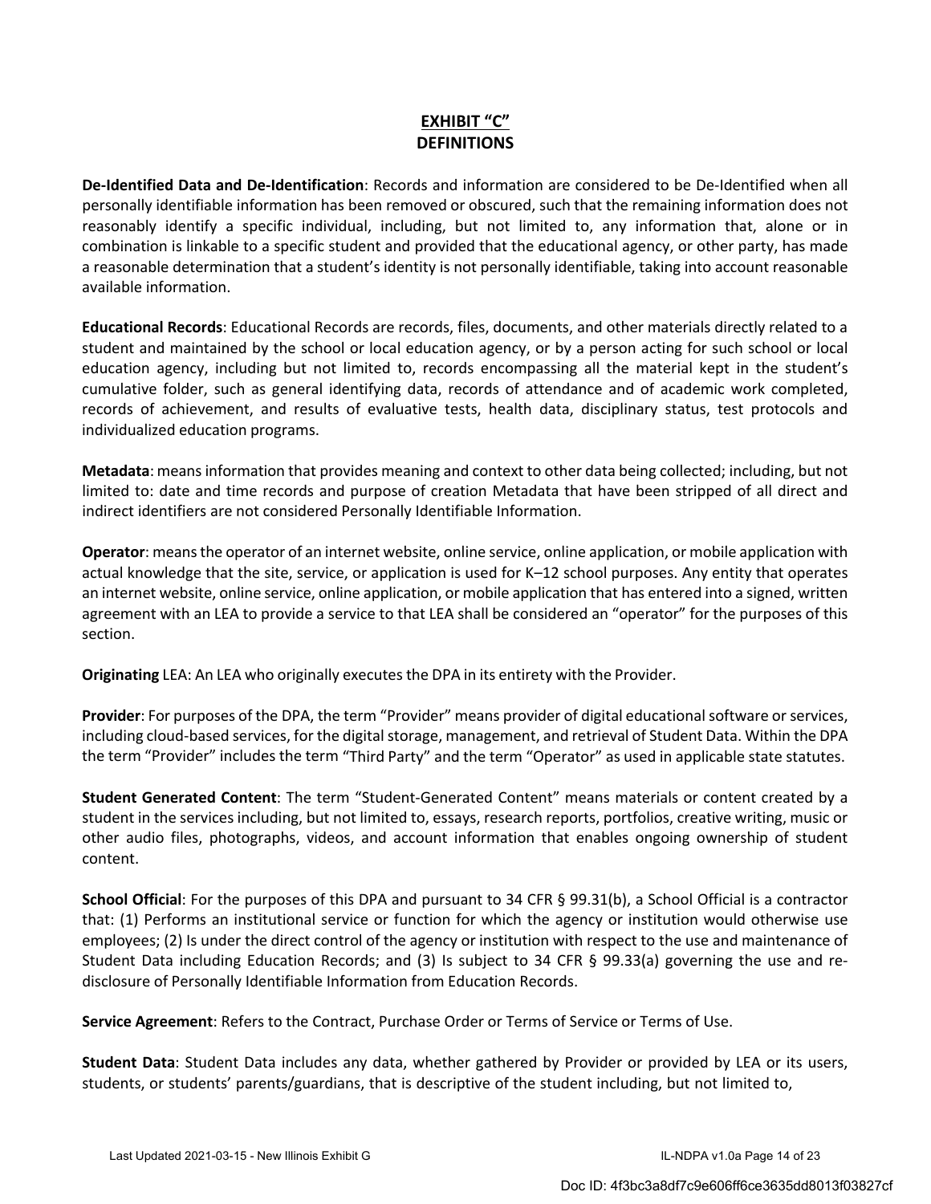## EXHIBIT "C"
## DEFINITIONS

**De-Identified Data and De-Identification**: Records and information are considered to be De-Identified when all personally identifiable information has been removed or obscured, such that the remaining information does not reasonably identify a specific individual, including, but not limited to, any information that, alone or in combination is linkable to a specific student and provided that the educational agency, or other party, has made a reasonable determination that a student's identity is not personally identifiable, taking into account reasonable available information.

**Educational Records**: Educational Records are records, files, documents, and other materials directly related to a student and maintained by the school or local education agency, or by a person acting for such school or local education agency, including but not limited to, records encompassing all the material kept in the student's cumulative folder, such as general identifying data, records of attendance and of academic work completed, records of achievement, and results of evaluative tests, health data, disciplinary status, test protocols and individualized education programs.

**Metadata**: means information that provides meaning and context to other data being collected; including, but not limited to: date and time records and purpose of creation Metadata that have been stripped of all direct and indirect identifiers are not considered Personally Identifiable Information.

**Operator**: means the operator of an internet website, online service, online application, or mobile application with actual knowledge that the site, service, or application is used for K–12 school purposes. Any entity that operates an internet website, online service, online application, or mobile application that has entered into a signed, written agreement with an LEA to provide a service to that LEA shall be considered an "operator" for the purposes of this section.

**Originating** LEA: An LEA who originally executes the DPA in its entirety with the Provider.

**Provider**: For purposes of the DPA, the term "Provider" means provider of digital educational software or services, including cloud-based services, for the digital storage, management, and retrieval of Student Data. Within the DPA the term "Provider" includes the term "Third Party" and the term "Operator" as used in applicable state statutes.

**Student Generated Content**: The term "Student-Generated Content" means materials or content created by a student in the services including, but not limited to, essays, research reports, portfolios, creative writing, music or other audio files, photographs, videos, and account information that enables ongoing ownership of student content.

**School Official**: For the purposes of this DPA and pursuant to 34 CFR § 99.31(b), a School Official is a contractor that: (1) Performs an institutional service or function for which the agency or institution would otherwise use employees; (2) Is under the direct control of the agency or institution with respect to the use and maintenance of Student Data including Education Records; and (3) Is subject to 34 CFR § 99.33(a) governing the use and re-disclosure of Personally Identifiable Information from Education Records.

**Service Agreement**: Refers to the Contract, Purchase Order or Terms of Service or Terms of Use.

**Student Data**: Student Data includes any data, whether gathered by Provider or provided by LEA or its users, students, or students' parents/guardians, that is descriptive of the student including, but not limited to,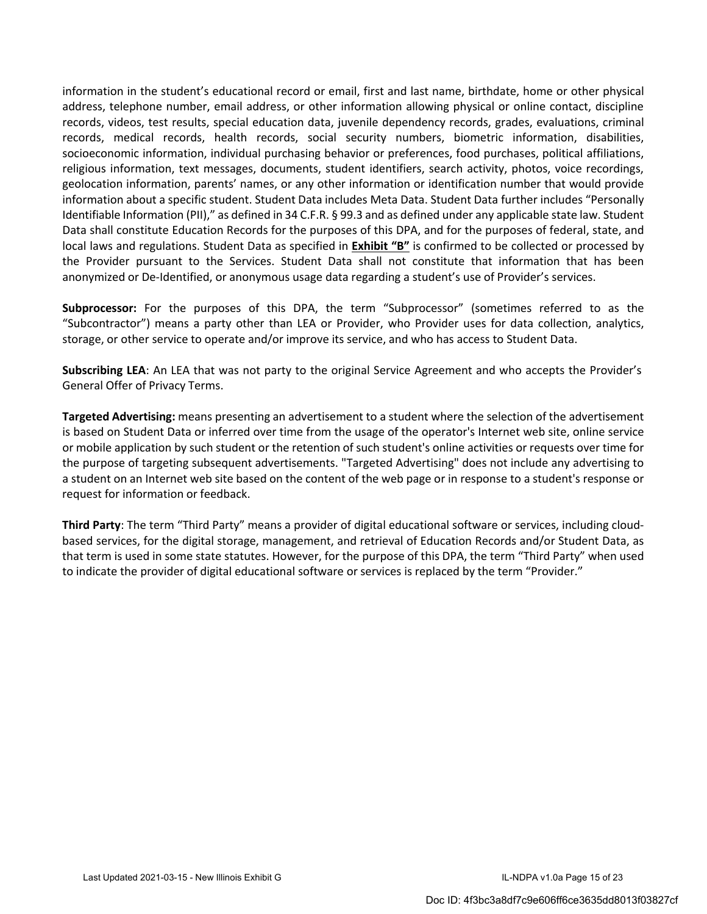information in the student's educational record or email, first and last name, birthdate, home or other physical address, telephone number, email address, or other information allowing physical or online contact, discipline records, videos, test results, special education data, juvenile dependency records, grades, evaluations, criminal records, medical records, health records, social security numbers, biometric information, disabilities, socioeconomic information, individual purchasing behavior or preferences, food purchases, political affiliations, religious information, text messages, documents, student identifiers, search activity, photos, voice recordings, geolocation information, parents' names, or any other information or identification number that would provide information about a specific student. Student Data includes Meta Data. Student Data further includes "Personally Identifiable Information (PII)," as defined in 34 C.F.R. § 99.3 and as defined under any applicable state law. Student Data shall constitute Education Records for the purposes of this DPA, and for the purposes of federal, state, and local laws and regulations. Student Data as specified in **Exhibit "B"** is confirmed to be collected or processed by the Provider pursuant to the Services. Student Data shall not constitute that information that has been anonymized or De-Identified, or anonymous usage data regarding a student's use of Provider's services.

**Subprocessor:** For the purposes of this DPA, the term "Subprocessor" (sometimes referred to as the "Subcontractor") means a party other than LEA or Provider, who Provider uses for data collection, analytics, storage, or other service to operate and/or improve its service, and who has access to Student Data.

**Subscribing LEA**: An LEA that was not party to the original Service Agreement and who accepts the Provider's General Offer of Privacy Terms.

**Targeted Advertising:** means presenting an advertisement to a student where the selection of the advertisement is based on Student Data or inferred over time from the usage of the operator's Internet web site, online service or mobile application by such student or the retention of such student's online activities or requests over time for the purpose of targeting subsequent advertisements. "Targeted Advertising" does not include any advertising to a student on an Internet web site based on the content of the web page or in response to a student's response or request for information or feedback.

**Third Party**: The term "Third Party" means a provider of digital educational software or services, including cloud-based services, for the digital storage, management, and retrieval of Education Records and/or Student Data, as that term is used in some state statutes. However, for the purpose of this DPA, the term "Third Party" when used to indicate the provider of digital educational software or services is replaced by the term "Provider."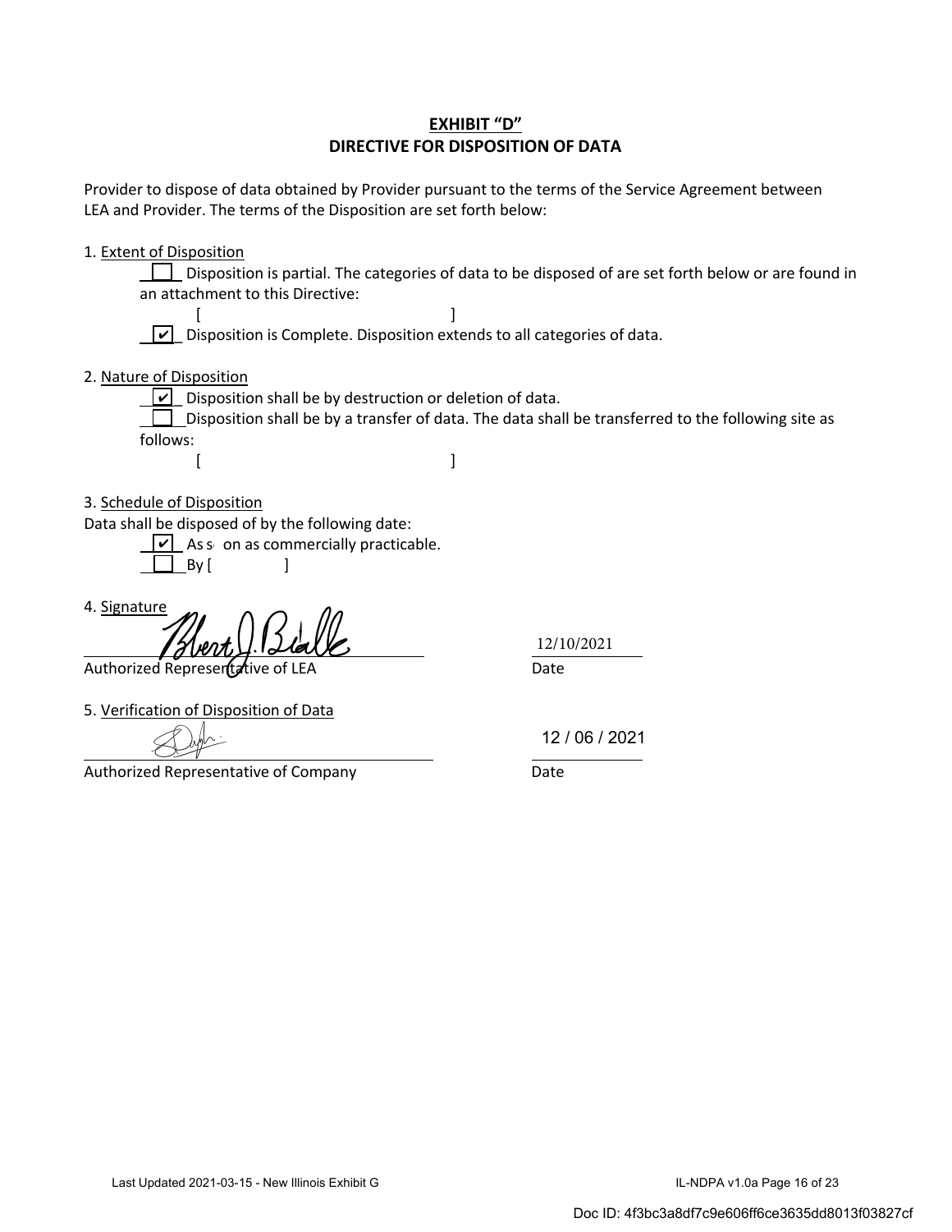# EXHIBIT "D"
## DIRECTIVE FOR DISPOSITION OF DATA

Provider to dispose of data obtained by Provider pursuant to the terms of the Service Agreement between LEA and Provider. The terms of the Disposition are set forth below:

1. Extent of Disposition

☐ Disposition is partial. The categories of data to be disposed of are set forth below or are found in an attachment to this Directive:

[ ]

☑ Disposition is Complete. Disposition extends to all categories of data.

2. Nature of Disposition

☑ Disposition shall be by destruction or deletion of data.

☐ Disposition shall be by a transfer of data. The data shall be transferred to the following site as follows:

[ ]

3. Schedule of Disposition

Data shall be disposed of by the following date:

☑ As soon as commercially practicable.

☐ By [ ]

4. Signature

Authorized Representative of LEA — Date: 12/10/2021

5. Verification of Disposition of Data

Authorized Representative of Company — Date: 12 / 06 / 2021

Doc ID: 4f3bc3a8df7c9e606ff6ce3635dd8013f03827cf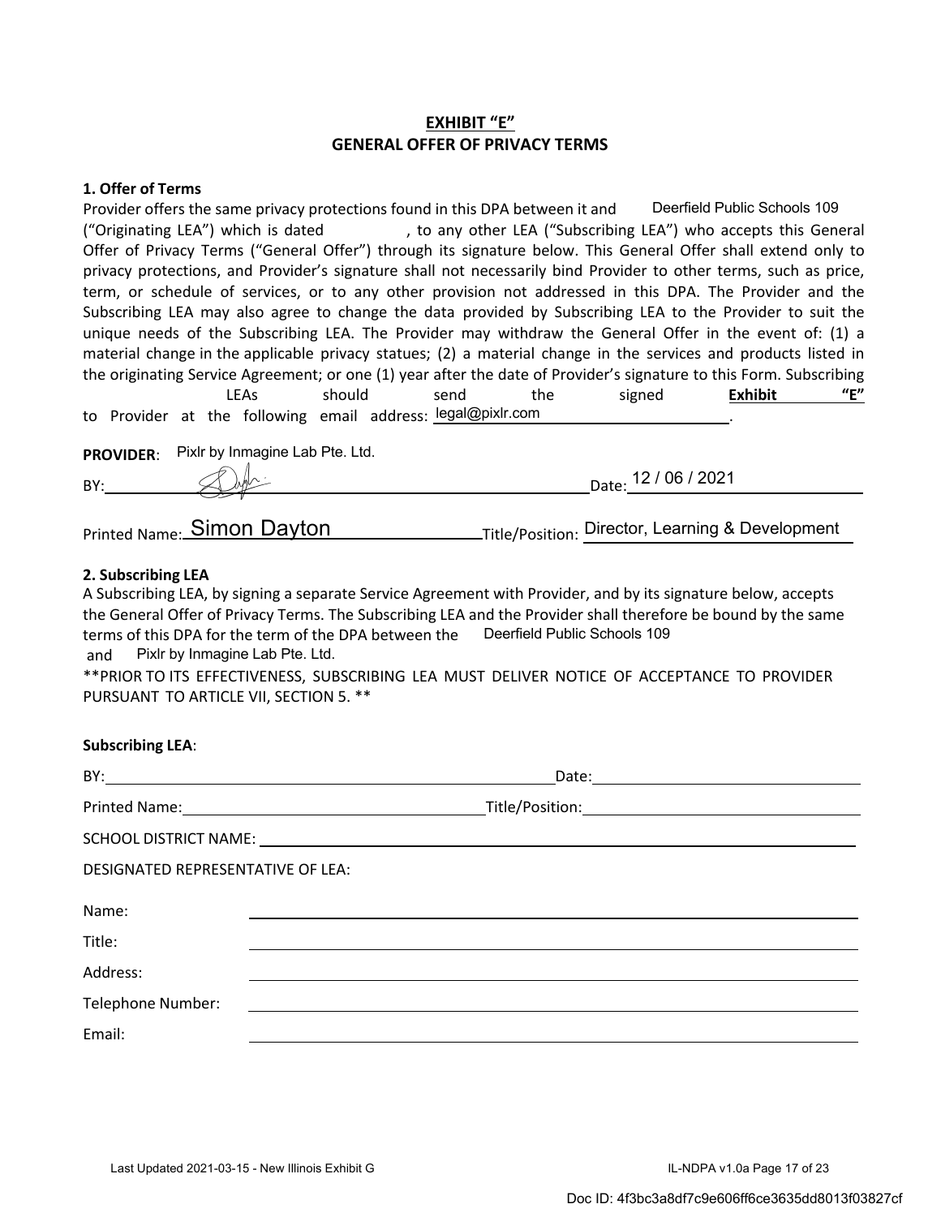## EXHIBIT "E"
## GENERAL OFFER OF PRIVACY TERMS

**1. Offer of Terms**

Provider offers the same privacy protections found in this DPA between it and Deerfield Public Schools 109 ("Originating LEA") which is dated \_\_\_\_\_\_\_\_, to any other LEA ("Subscribing LEA") who accepts this General Offer of Privacy Terms ("General Offer") through its signature below. This General Offer shall extend only to privacy protections, and Provider's signature shall not necessarily bind Provider to other terms, such as price, term, or schedule of services, or to any other provision not addressed in this DPA. The Provider and the Subscribing LEA may also agree to change the data provided by Subscribing LEA to the Provider to suit the unique needs of the Subscribing LEA. The Provider may withdraw the General Offer in the event of: (1) a material change in the applicable privacy statues; (2) a material change in the services and products listed in the originating Service Agreement; or one (1) year after the date of Provider's signature to this Form. Subscribing LEAs should send the signed **Exhibit "E"** to Provider at the following email address: legal@pixlr.com.

**PROVIDER**: Pixlr by Inmagine Lab Pte. Ltd.

BY: [signature] Date: 12 / 06 / 2021

Printed Name: Simon Dayton Title/Position: Director, Learning & Development

**2. Subscribing LEA**

A Subscribing LEA, by signing a separate Service Agreement with Provider, and by its signature below, accepts the General Offer of Privacy Terms. The Subscribing LEA and the Provider shall therefore be bound by the same terms of this DPA for the term of the DPA between the Deerfield Public Schools 109 and Pixlr by Inmagine Lab Pte. Ltd.

**PRIOR TO ITS EFFECTIVENESS, SUBSCRIBING LEA MUST DELIVER NOTICE OF ACCEPTANCE TO PROVIDER PURSUANT TO ARTICLE VII, SECTION 5. **

**Subscribing LEA**:

BY: \_\_\_\_\_\_\_\_\_\_\_\_\_\_\_\_\_\_\_\_ Date: \_\_\_\_\_\_\_\_\_\_\_\_\_\_\_\_\_\_\_\_

Printed Name: \_\_\_\_\_\_\_\_\_\_\_\_\_\_\_\_\_\_\_\_ Title/Position: \_\_\_\_\_\_\_\_\_\_\_\_\_\_\_\_\_\_\_\_

SCHOOL DISTRICT NAME: \_\_\_\_\_\_\_\_\_\_\_\_\_\_\_\_\_\_\_\_

DESIGNATED REPRESENTATIVE OF LEA:

Name: \_\_\_\_\_\_\_\_\_\_\_\_\_\_\_\_\_\_\_\_

Title: \_\_\_\_\_\_\_\_\_\_\_\_\_\_\_\_\_\_\_\_

Address: \_\_\_\_\_\_\_\_\_\_\_\_\_\_\_\_\_\_\_\_

Telephone Number: \_\_\_\_\_\_\_\_\_\_\_\_\_\_\_\_\_\_\_\_

Email: \_\_\_\_\_\_\_\_\_\_\_\_\_\_\_\_\_\_\_\_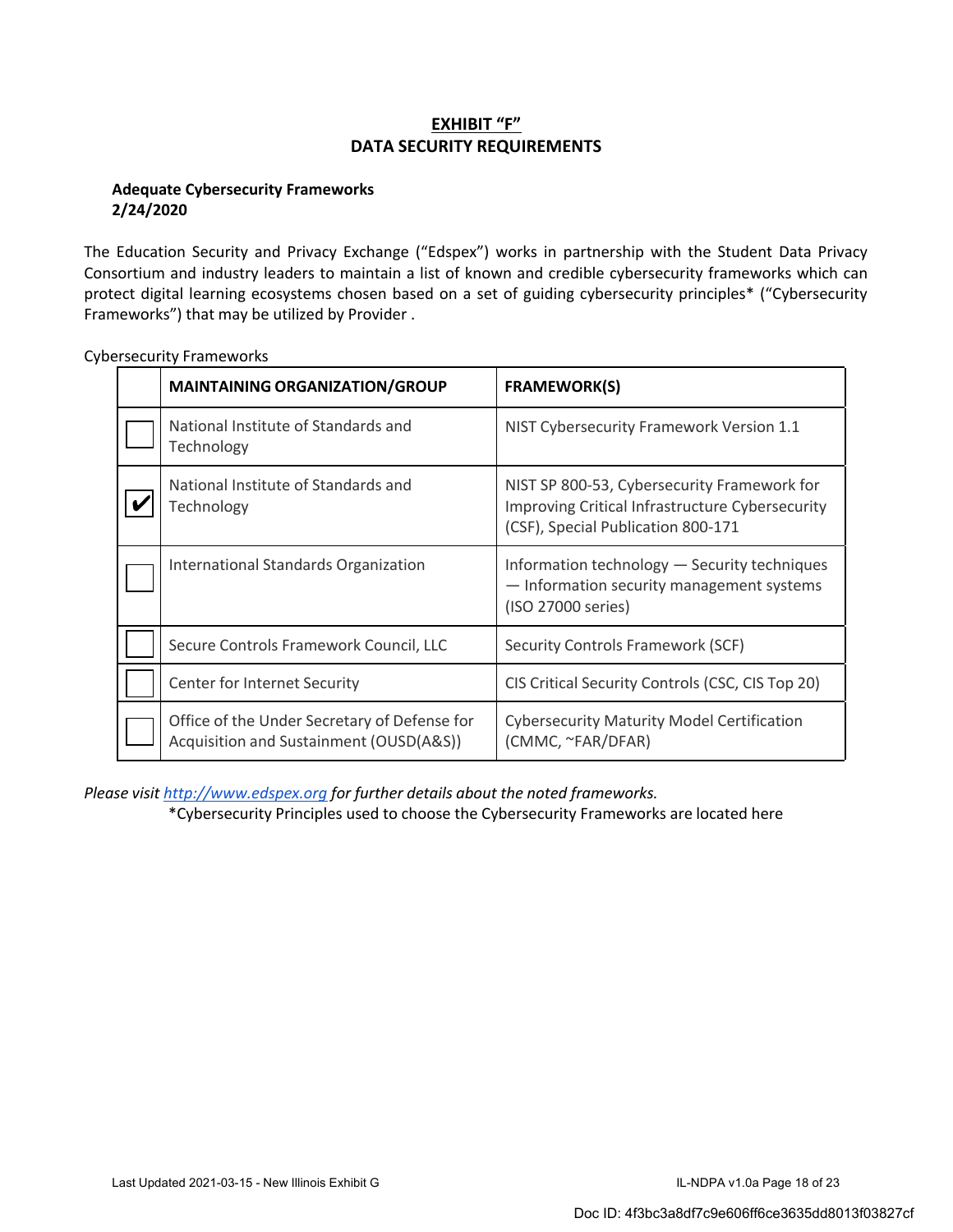# EXHIBIT "F"
## DATA SECURITY REQUIREMENTS

**Adequate Cybersecurity Frameworks**
**2/24/2020**

The Education Security and Privacy Exchange ("Edspex") works in partnership with the Student Data Privacy Consortium and industry leaders to maintain a list of known and credible cybersecurity frameworks which can protect digital learning ecosystems chosen based on a set of guiding cybersecurity principles* ("Cybersecurity Frameworks") that may be utilized by Provider .

Cybersecurity Frameworks

| | MAINTAINING ORGANIZATION/GROUP | FRAMEWORK(S) |
|---|---|---|
| ☐ | National Institute of Standards and Technology | NIST Cybersecurity Framework Version 1.1 |
| ☑ | National Institute of Standards and Technology | NIST SP 800-53, Cybersecurity Framework for Improving Critical Infrastructure Cybersecurity (CSF), Special Publication 800-171 |
| ☐ | International Standards Organization | Information technology — Security techniques — Information security management systems (ISO 27000 series) |
| ☐ | Secure Controls Framework Council, LLC | Security Controls Framework (SCF) |
| ☐ | Center for Internet Security | CIS Critical Security Controls (CSC, CIS Top 20) |
| ☐ | Office of the Under Secretary of Defense for Acquisition and Sustainment (OUSD(A&S)) | Cybersecurity Maturity Model Certification (CMMC, ~FAR/DFAR) |

*Please visit [http://www.edspex.org](http://www.edspex.org) for further details about the noted frameworks.*

*Cybersecurity Principles used to choose the Cybersecurity Frameworks are located here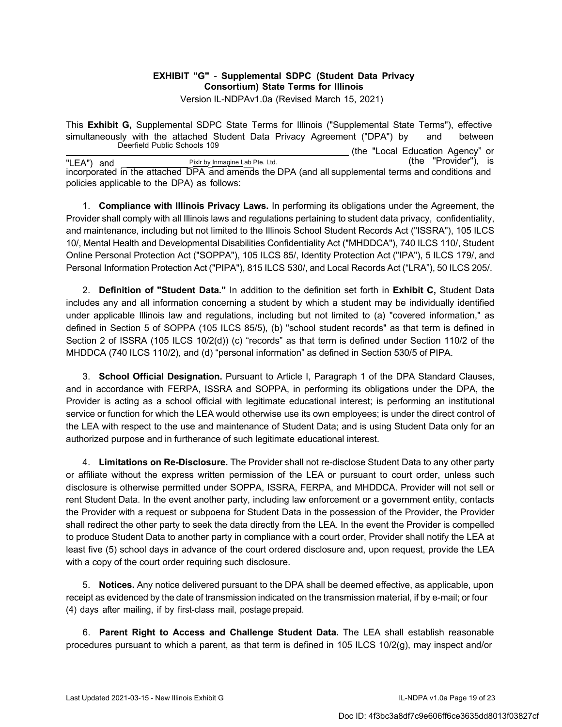**EXHIBIT "G"** - **Supplemental SDPC (Student Data Privacy Consortium) State Terms for Illinois**

Version IL-NDPAv1.0a (Revised March 15, 2021)

This **Exhibit G,** Supplemental SDPC State Terms for Illinois ("Supplemental State Terms"), effective simultaneously with the attached Student Data Privacy Agreement ("DPA") by and between Deerfield Public Schools 109 (the "Local Education Agency" or "LEA") and Pixlr by Inmagine Lab Pte. Ltd. (the "Provider"), is incorporated in the attached DPA and amends the DPA (and all supplemental terms and conditions and policies applicable to the DPA) as follows:

1. **Compliance with Illinois Privacy Laws.** In performing its obligations under the Agreement, the Provider shall comply with all Illinois laws and regulations pertaining to student data privacy, confidentiality, and maintenance, including but not limited to the Illinois School Student Records Act ("ISSRA"), 105 ILCS 10/, Mental Health and Developmental Disabilities Confidentiality Act ("MHDDCA"), 740 ILCS 110/, Student Online Personal Protection Act ("SOPPA"), 105 ILCS 85/, Identity Protection Act ("IPA"), 5 ILCS 179/, and Personal Information Protection Act ("PIPA"), 815 ILCS 530/, and Local Records Act ("LRA"), 50 ILCS 205/.

2. **Definition of "Student Data."** In addition to the definition set forth in **Exhibit C,** Student Data includes any and all information concerning a student by which a student may be individually identified under applicable Illinois law and regulations, including but not limited to (a) "covered information," as defined in Section 5 of SOPPA (105 ILCS 85/5), (b) "school student records" as that term is defined in Section 2 of ISSRA (105 ILCS 10/2(d)) (c) "records" as that term is defined under Section 110/2 of the MHDDCA (740 ILCS 110/2), and (d) "personal information" as defined in Section 530/5 of PIPA.

3. **School Official Designation.** Pursuant to Article I, Paragraph 1 of the DPA Standard Clauses, and in accordance with FERPA, ISSRA and SOPPA, in performing its obligations under the DPA, the Provider is acting as a school official with legitimate educational interest; is performing an institutional service or function for which the LEA would otherwise use its own employees; is under the direct control of the LEA with respect to the use and maintenance of Student Data; and is using Student Data only for an authorized purpose and in furtherance of such legitimate educational interest.

4. **Limitations on Re-Disclosure.** The Provider shall not re-disclose Student Data to any other party or affiliate without the express written permission of the LEA or pursuant to court order, unless such disclosure is otherwise permitted under SOPPA, ISSRA, FERPA, and MHDDCA. Provider will not sell or rent Student Data. In the event another party, including law enforcement or a government entity, contacts the Provider with a request or subpoena for Student Data in the possession of the Provider, the Provider shall redirect the other party to seek the data directly from the LEA. In the event the Provider is compelled to produce Student Data to another party in compliance with a court order, Provider shall notify the LEA at least five (5) school days in advance of the court ordered disclosure and, upon request, provide the LEA with a copy of the court order requiring such disclosure.

5. **Notices.** Any notice delivered pursuant to the DPA shall be deemed effective, as applicable, upon receipt as evidenced by the date of transmission indicated on the transmission material, if by e-mail; or four (4) days after mailing, if by first-class mail, postage prepaid.

6. **Parent Right to Access and Challenge Student Data.** The LEA shall establish reasonable procedures pursuant to which a parent, as that term is defined in 105 ILCS 10/2(g), may inspect and/or

Doc ID: 4f3bc3a8df7c9e606ff6ce3635dd8013f03827cf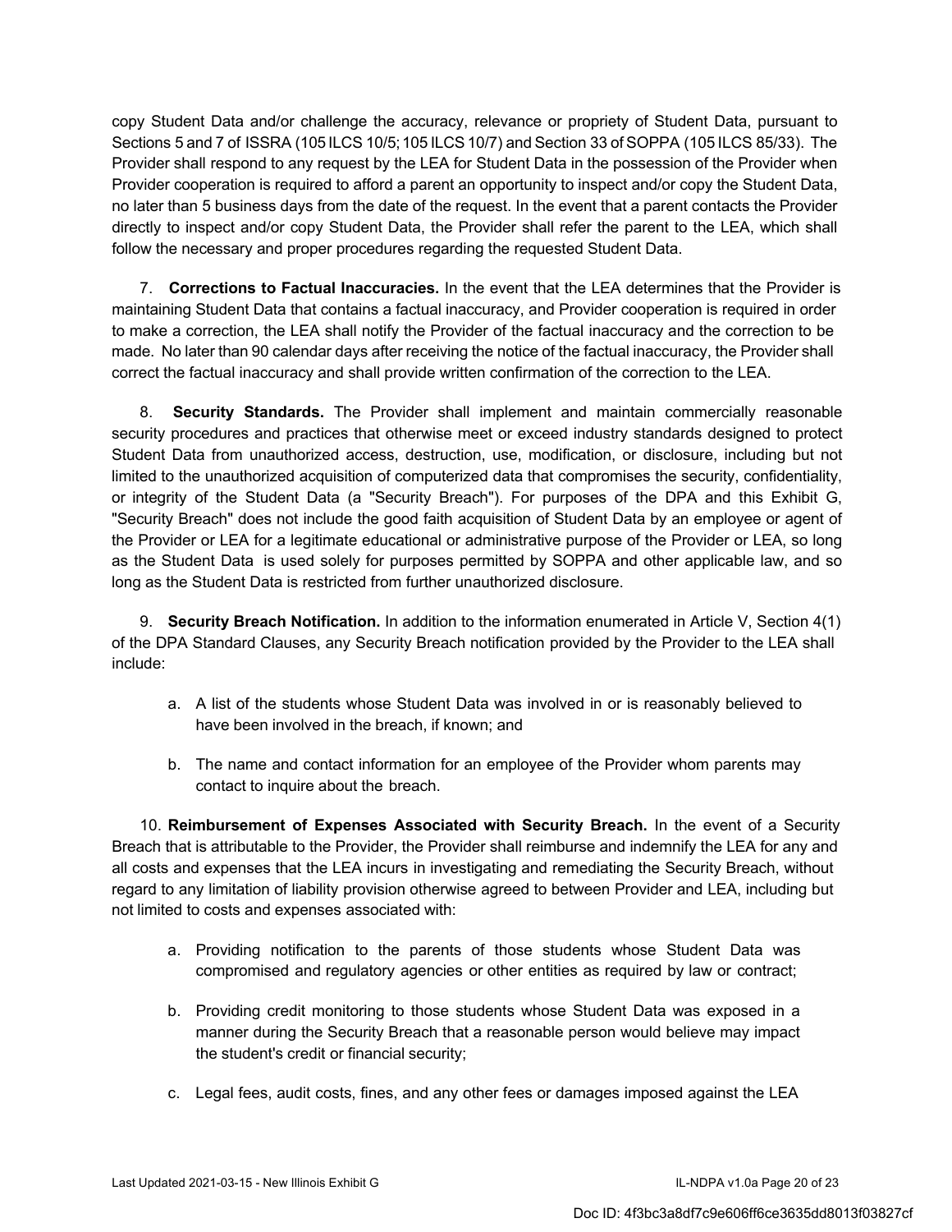copy Student Data and/or challenge the accuracy, relevance or propriety of Student Data, pursuant to Sections 5 and 7 of ISSRA (105 ILCS 10/5; 105 ILCS 10/7) and Section 33 of SOPPA (105 ILCS 85/33). The Provider shall respond to any request by the LEA for Student Data in the possession of the Provider when Provider cooperation is required to afford a parent an opportunity to inspect and/or copy the Student Data, no later than 5 business days from the date of the request. In the event that a parent contacts the Provider directly to inspect and/or copy Student Data, the Provider shall refer the parent to the LEA, which shall follow the necessary and proper procedures regarding the requested Student Data.

7. **Corrections to Factual Inaccuracies.** In the event that the LEA determines that the Provider is maintaining Student Data that contains a factual inaccuracy, and Provider cooperation is required in order to make a correction, the LEA shall notify the Provider of the factual inaccuracy and the correction to be made. No later than 90 calendar days after receiving the notice of the factual inaccuracy, the Provider shall correct the factual inaccuracy and shall provide written confirmation of the correction to the LEA.

8. **Security Standards.** The Provider shall implement and maintain commercially reasonable security procedures and practices that otherwise meet or exceed industry standards designed to protect Student Data from unauthorized access, destruction, use, modification, or disclosure, including but not limited to the unauthorized acquisition of computerized data that compromises the security, confidentiality, or integrity of the Student Data (a "Security Breach"). For purposes of the DPA and this Exhibit G, "Security Breach" does not include the good faith acquisition of Student Data by an employee or agent of the Provider or LEA for a legitimate educational or administrative purpose of the Provider or LEA, so long as the Student Data is used solely for purposes permitted by SOPPA and other applicable law, and so long as the Student Data is restricted from further unauthorized disclosure.

9. **Security Breach Notification.** In addition to the information enumerated in Article V, Section 4(1) of the DPA Standard Clauses, any Security Breach notification provided by the Provider to the LEA shall include:

a. A list of the students whose Student Data was involved in or is reasonably believed to have been involved in the breach, if known; and

b. The name and contact information for an employee of the Provider whom parents may contact to inquire about the breach.

10. **Reimbursement of Expenses Associated with Security Breach.** In the event of a Security Breach that is attributable to the Provider, the Provider shall reimburse and indemnify the LEA for any and all costs and expenses that the LEA incurs in investigating and remediating the Security Breach, without regard to any limitation of liability provision otherwise agreed to between Provider and LEA, including but not limited to costs and expenses associated with:

a. Providing notification to the parents of those students whose Student Data was compromised and regulatory agencies or other entities as required by law or contract;

b. Providing credit monitoring to those students whose Student Data was exposed in a manner during the Security Breach that a reasonable person would believe may impact the student's credit or financial security;

c. Legal fees, audit costs, fines, and any other fees or damages imposed against the LEA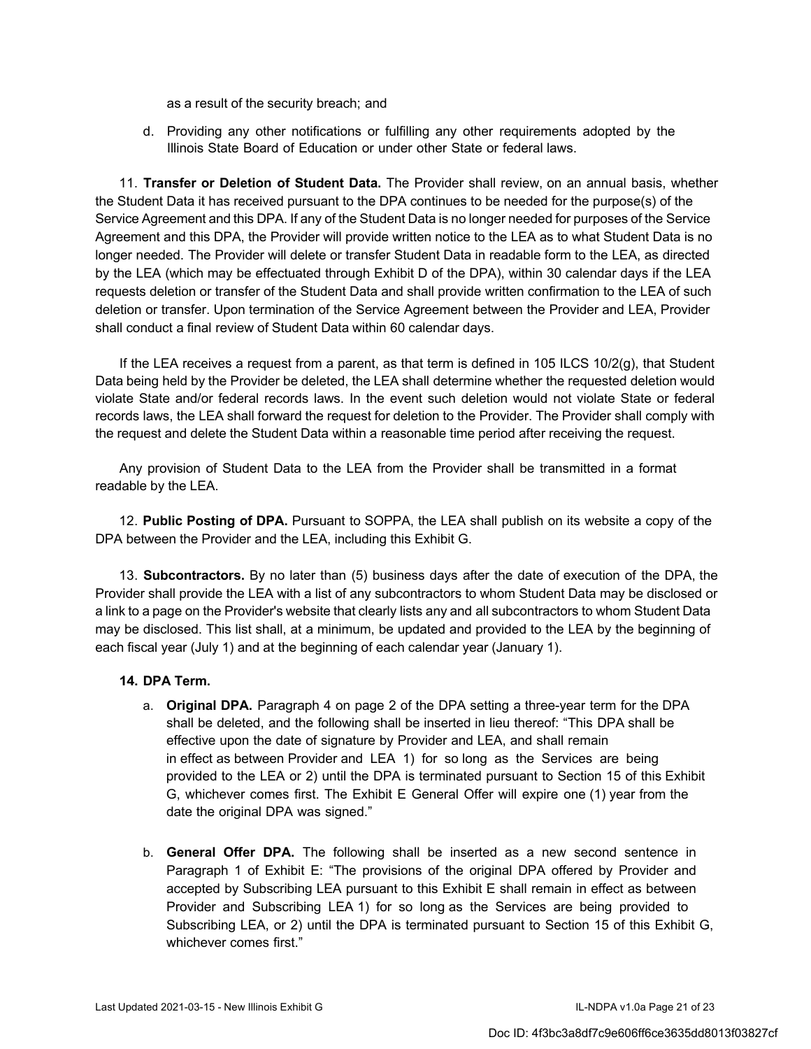as a result of the security breach; and

d. Providing any other notifications or fulfilling any other requirements adopted by the Illinois State Board of Education or under other State or federal laws.

11. **Transfer or Deletion of Student Data.** The Provider shall review, on an annual basis, whether the Student Data it has received pursuant to the DPA continues to be needed for the purpose(s) of the Service Agreement and this DPA. If any of the Student Data is no longer needed for purposes of the Service Agreement and this DPA, the Provider will provide written notice to the LEA as to what Student Data is no longer needed. The Provider will delete or transfer Student Data in readable form to the LEA, as directed by the LEA (which may be effectuated through Exhibit D of the DPA), within 30 calendar days if the LEA requests deletion or transfer of the Student Data and shall provide written confirmation to the LEA of such deletion or transfer. Upon termination of the Service Agreement between the Provider and LEA, Provider shall conduct a final review of Student Data within 60 calendar days.

If the LEA receives a request from a parent, as that term is defined in 105 ILCS 10/2(g), that Student Data being held by the Provider be deleted, the LEA shall determine whether the requested deletion would violate State and/or federal records laws. In the event such deletion would not violate State or federal records laws, the LEA shall forward the request for deletion to the Provider. The Provider shall comply with the request and delete the Student Data within a reasonable time period after receiving the request.

Any provision of Student Data to the LEA from the Provider shall be transmitted in a format readable by the LEA.

12. **Public Posting of DPA.** Pursuant to SOPPA, the LEA shall publish on its website a copy of the DPA between the Provider and the LEA, including this Exhibit G.

13. **Subcontractors.** By no later than (5) business days after the date of execution of the DPA, the Provider shall provide the LEA with a list of any subcontractors to whom Student Data may be disclosed or a link to a page on the Provider's website that clearly lists any and all subcontractors to whom Student Data may be disclosed. This list shall, at a minimum, be updated and provided to the LEA by the beginning of each fiscal year (July 1) and at the beginning of each calendar year (January 1).

**14. DPA Term.**

a. **Original DPA.** Paragraph 4 on page 2 of the DPA setting a three-year term for the DPA shall be deleted, and the following shall be inserted in lieu thereof: "This DPA shall be effective upon the date of signature by Provider and LEA, and shall remain in effect as between Provider and LEA 1) for so long as the Services are being provided to the LEA or 2) until the DPA is terminated pursuant to Section 15 of this Exhibit G, whichever comes first. The Exhibit E General Offer will expire one (1) year from the date the original DPA was signed."

b. **General Offer DPA.** The following shall be inserted as a new second sentence in Paragraph 1 of Exhibit E: "The provisions of the original DPA offered by Provider and accepted by Subscribing LEA pursuant to this Exhibit E shall remain in effect as between Provider and Subscribing LEA 1) for so long as the Services are being provided to Subscribing LEA, or 2) until the DPA is terminated pursuant to Section 15 of this Exhibit G, whichever comes first."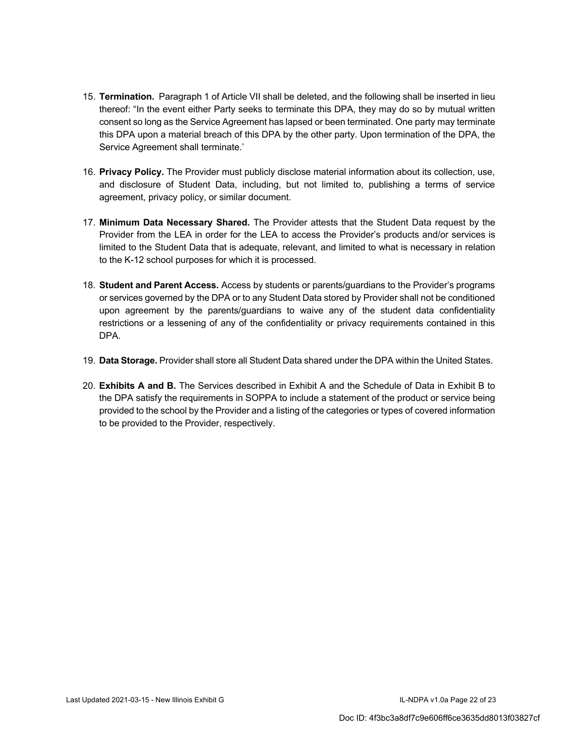15. **Termination.** Paragraph 1 of Article VII shall be deleted, and the following shall be inserted in lieu thereof: "In the event either Party seeks to terminate this DPA, they may do so by mutual written consent so long as the Service Agreement has lapsed or been terminated. One party may terminate this DPA upon a material breach of this DPA by the other party. Upon termination of the DPA, the Service Agreement shall terminate.'

16. **Privacy Policy.** The Provider must publicly disclose material information about its collection, use, and disclosure of Student Data, including, but not limited to, publishing a terms of service agreement, privacy policy, or similar document.

17. **Minimum Data Necessary Shared.** The Provider attests that the Student Data request by the Provider from the LEA in order for the LEA to access the Provider's products and/or services is limited to the Student Data that is adequate, relevant, and limited to what is necessary in relation to the K-12 school purposes for which it is processed.

18. **Student and Parent Access.** Access by students or parents/guardians to the Provider's programs or services governed by the DPA or to any Student Data stored by Provider shall not be conditioned upon agreement by the parents/guardians to waive any of the student data confidentiality restrictions or a lessening of any of the confidentiality or privacy requirements contained in this DPA.

19. **Data Storage.** Provider shall store all Student Data shared under the DPA within the United States.

20. **Exhibits A and B.** The Services described in Exhibit A and the Schedule of Data in Exhibit B to the DPA satisfy the requirements in SOPPA to include a statement of the product or service being provided to the school by the Provider and a listing of the categories or types of covered information to be provided to the Provider, respectively.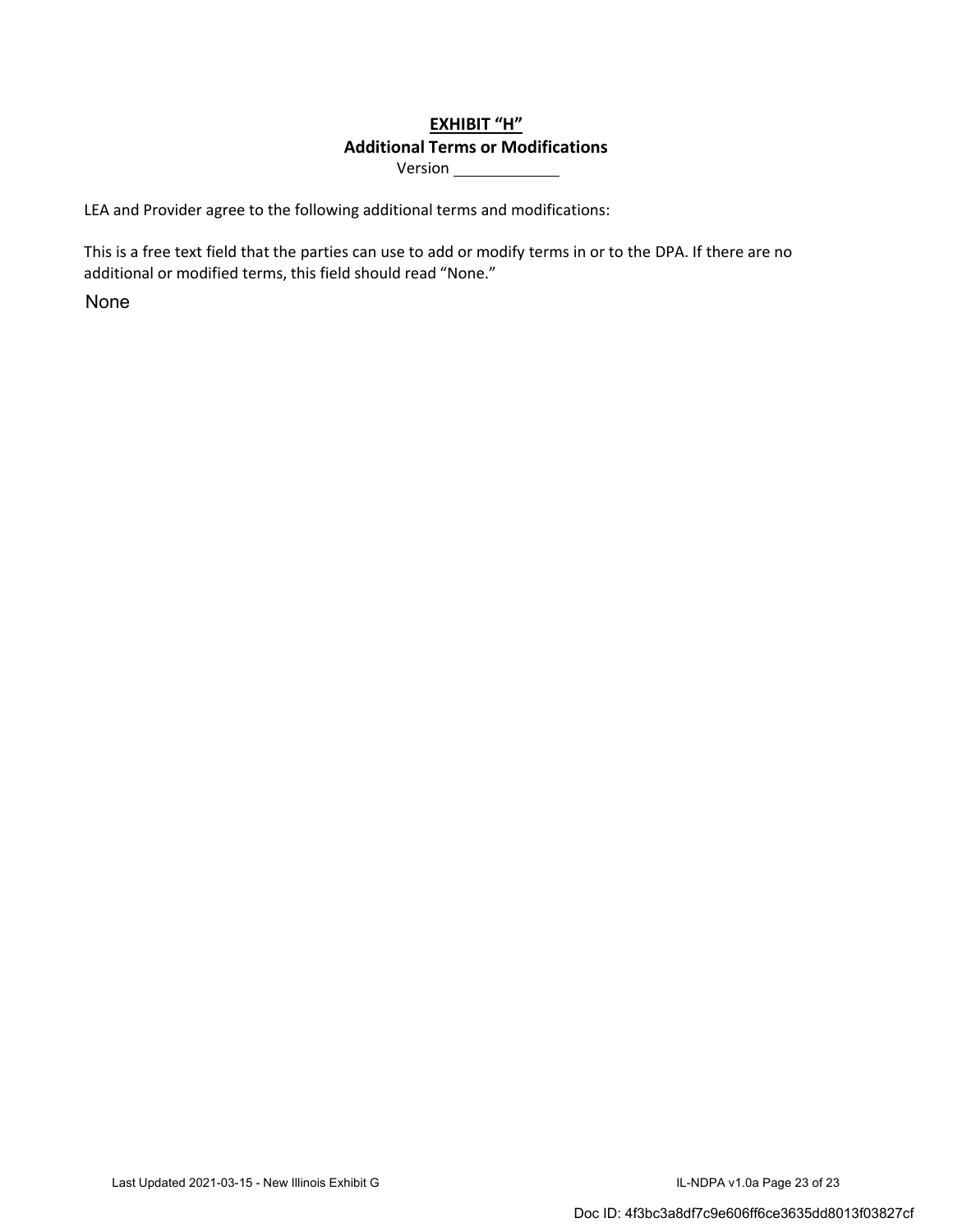# EXHIBIT "H"

## Additional Terms or Modifications

Version \_\_\_\_\_\_\_\_\_\_\_\_

LEA and Provider agree to the following additional terms and modifications:

This is a free text field that the parties can use to add or modify terms in or to the DPA. If there are no additional or modified terms, this field should read "None."

None